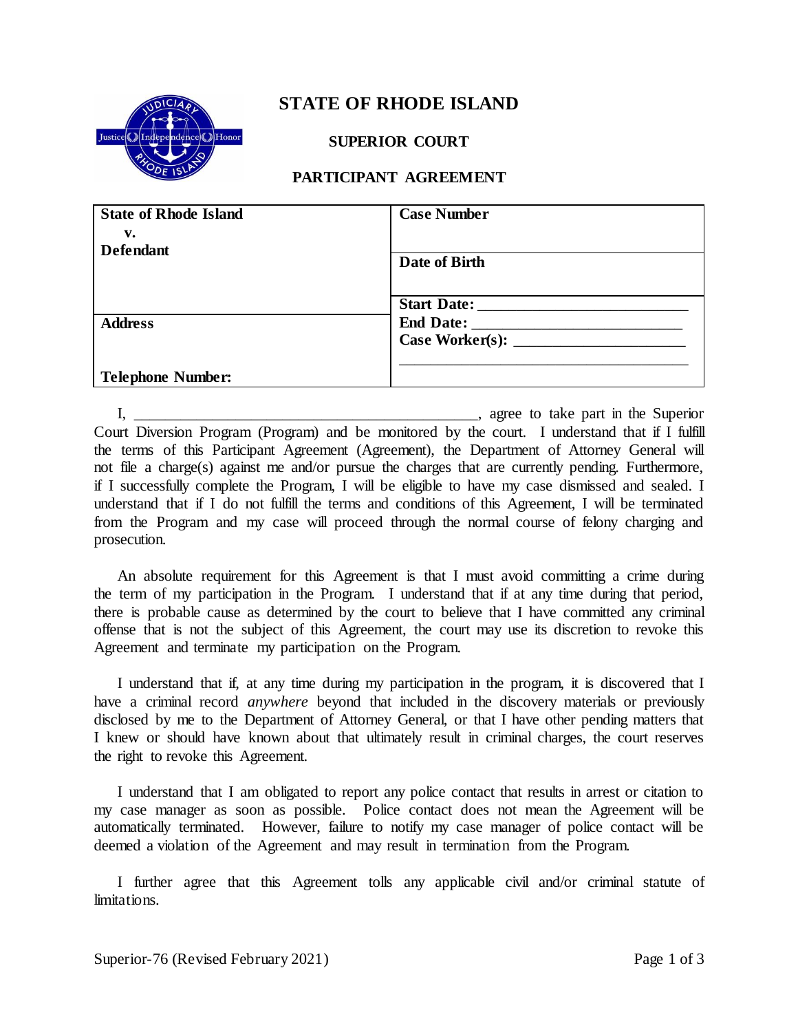# STATE OF RHODE ISLAND

## SUPERIOR COURT

## PARTICIPANT AGREEMENT

| **State of Rhode Island**<br>**v.**<br>**Defendant** | **Case Number** |
|---|---|
| | **Date of Birth** |
| **Address** | **Start Date:** ______________________ |
| | **End Date:** ______________________ |
| | **Case Worker(s):** ______________________ |
| **Telephone Number:** | ______________________ |

I, ________________________________________, agree to take part in the Superior Court Diversion Program (Program) and be monitored by the court. I understand that if I fulfill the terms of this Participant Agreement (Agreement), the Department of Attorney General will not file a charge(s) against me and/or pursue the charges that are currently pending. Furthermore, if I successfully complete the Program, I will be eligible to have my case dismissed and sealed. I understand that if I do not fulfill the terms and conditions of this Agreement, I will be terminated from the Program and my case will proceed through the normal course of felony charging and prosecution.

An absolute requirement for this Agreement is that I must avoid committing a crime during the term of my participation in the Program. I understand that if at any time during that period, there is probable cause as determined by the court to believe that I have committed any criminal offense that is not the subject of this Agreement, the court may use its discretion to revoke this Agreement and terminate my participation on the Program.

I understand that if, at any time during my participation in the program, it is discovered that I have a criminal record *anywhere* beyond that included in the discovery materials or previously disclosed by me to the Department of Attorney General, or that I have other pending matters that I knew or should have known about that ultimately result in criminal charges, the court reserves the right to revoke this Agreement.

I understand that I am obligated to report any police contact that results in arrest or citation to my case manager as soon as possible. Police contact does not mean the Agreement will be automatically terminated. However, failure to notify my case manager of police contact will be deemed a violation of the Agreement and may result in termination from the Program.

I further agree that this Agreement tolls any applicable civil and/or criminal statute of limitations.

Superior-76 (Revised February 2021)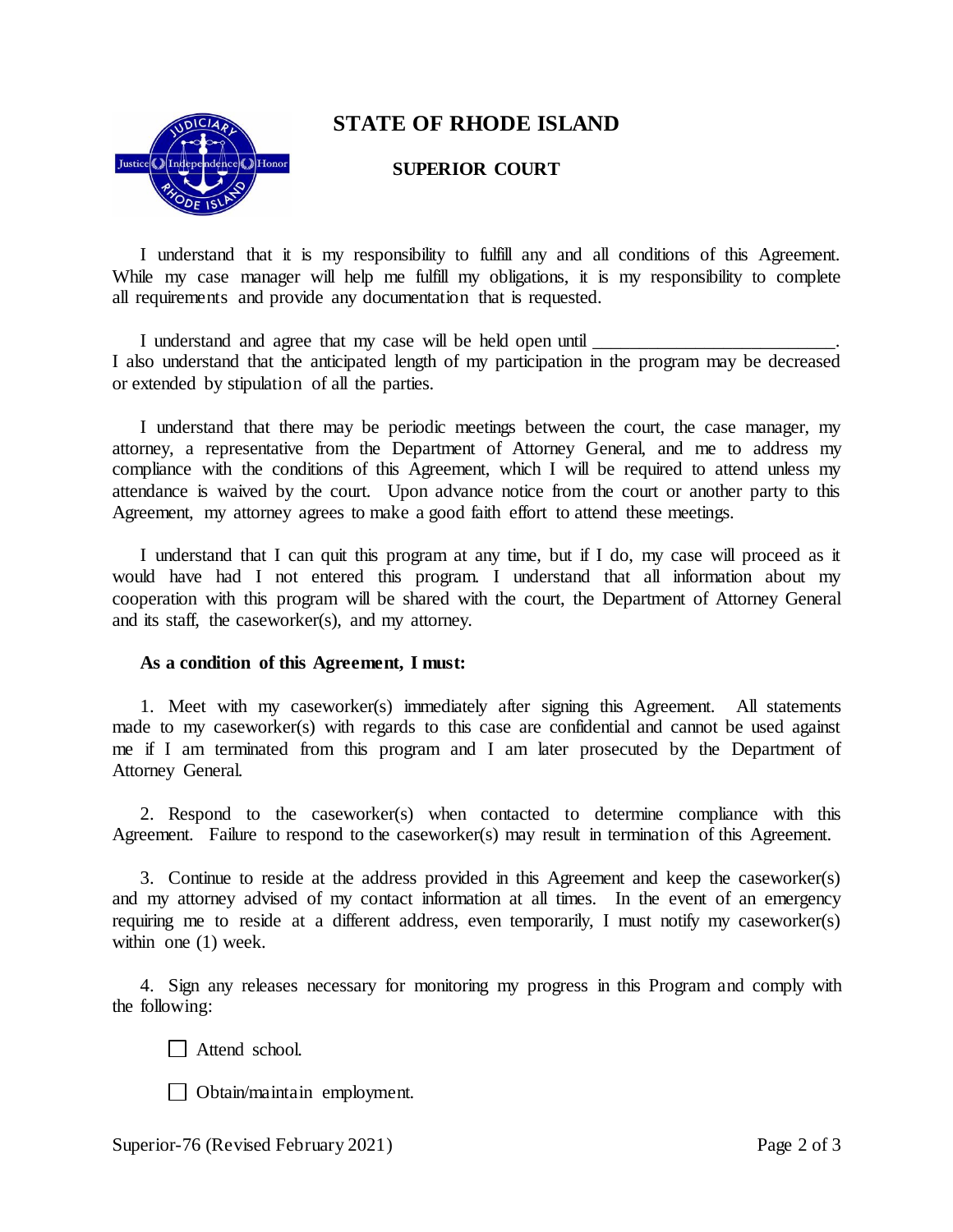# STATE OF RHODE ISLAND

## SUPERIOR COURT

I understand that it is my responsibility to fulfill any and all conditions of this Agreement. While my case manager will help me fulfill my obligations, it is my responsibility to complete all requirements and provide any documentation that is requested.

I understand and agree that my case will be held open until \_\_\_\_\_\_\_\_\_\_\_\_\_\_\_\_\_\_\_\_\_\_\_\_\_\_. I also understand that the anticipated length of my participation in the program may be decreased or extended by stipulation of all the parties.

I understand that there may be periodic meetings between the court, the case manager, my attorney, a representative from the Department of Attorney General, and me to address my compliance with the conditions of this Agreement, which I will be required to attend unless my attendance is waived by the court. Upon advance notice from the court or another party to this Agreement, my attorney agrees to make a good faith effort to attend these meetings.

I understand that I can quit this program at any time, but if I do, my case will proceed as it would have had I not entered this program. I understand that all information about my cooperation with this program will be shared with the court, the Department of Attorney General and its staff, the caseworker(s), and my attorney.

**As a condition of this Agreement, I must:**

1. Meet with my caseworker(s) immediately after signing this Agreement. All statements made to my caseworker(s) with regards to this case are confidential and cannot be used against me if I am terminated from this program and I am later prosecuted by the Department of Attorney General.

2. Respond to the caseworker(s) when contacted to determine compliance with this Agreement. Failure to respond to the caseworker(s) may result in termination of this Agreement.

3. Continue to reside at the address provided in this Agreement and keep the caseworker(s) and my attorney advised of my contact information at all times. In the event of an emergency requiring me to reside at a different address, even temporarily, I must notify my caseworker(s) within one (1) week.

4. Sign any releases necessary for monitoring my progress in this Program and comply with the following:

- ☐ Attend school.
- ☐ Obtain/maintain employment.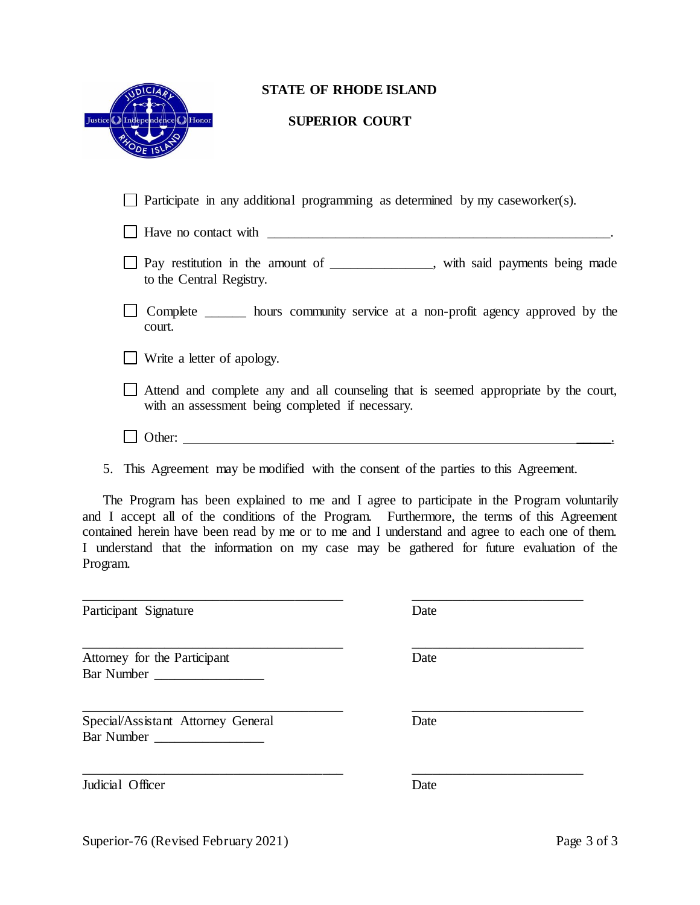**STATE OF RHODE ISLAND**

**SUPERIOR COURT**

- ☐ Participate in any additional programming as determined by my caseworker(s).
- ☐ Have no contact with \_\_\_\_\_\_\_\_\_\_\_\_\_\_\_\_\_\_\_\_\_\_\_\_\_\_\_\_\_\_\_\_\_\_\_\_\_\_\_\_\_\_\_\_\_\_\_\_\_\_\_\_.
- ☐ Pay restitution in the amount of \_\_\_\_\_\_\_\_\_\_\_\_\_\_\_, with said payments being made to the Central Registry.
- ☐ Complete \_\_\_\_\_\_ hours community service at a non-profit agency approved by the court.
- ☐ Write a letter of apology.
- ☐ Attend and complete any and all counseling that is seemed appropriate by the court, with an assessment being completed if necessary.
- ☐ Other: \_\_\_\_\_\_\_\_\_\_\_\_\_\_\_\_\_\_\_\_\_\_\_\_\_\_\_\_\_\_\_\_\_\_\_\_\_\_\_\_\_\_\_\_\_\_\_\_\_\_\_\_\_\_\_\_\_\_.

5. This Agreement may be modified with the consent of the parties to this Agreement.

The Program has been explained to me and I agree to participate in the Program voluntarily and I accept all of the conditions of the Program. Furthermore, the terms of this Agreement contained herein have been read by me or to me and I understand and agree to each one of them. I understand that the information on my case may be gathered for future evaluation of the Program.

\_\_\_\_\_\_\_\_\_\_\_\_\_\_\_\_\_\_\_\_\_\_\_\_\_\_\_\_\_\_\_\_\_\_\_\_\_\_ \_\_\_\_\_\_\_\_\_\_\_\_\_\_\_\_\_\_\_\_\_\_\_\_\_
Participant Signature Date

\_\_\_\_\_\_\_\_\_\_\_\_\_\_\_\_\_\_\_\_\_\_\_\_\_\_\_\_\_\_\_\_\_\_\_\_\_\_ \_\_\_\_\_\_\_\_\_\_\_\_\_\_\_\_\_\_\_\_\_\_\_\_\_
Attorney for the Participant Date
Bar Number \_\_\_\_\_\_\_\_\_\_\_\_\_\_\_\_

\_\_\_\_\_\_\_\_\_\_\_\_\_\_\_\_\_\_\_\_\_\_\_\_\_\_\_\_\_\_\_\_\_\_\_\_\_\_ \_\_\_\_\_\_\_\_\_\_\_\_\_\_\_\_\_\_\_\_\_\_\_\_\_
Special/Assistant Attorney General Date
Bar Number \_\_\_\_\_\_\_\_\_\_\_\_\_\_\_\_

\_\_\_\_\_\_\_\_\_\_\_\_\_\_\_\_\_\_\_\_\_\_\_\_\_\_\_\_\_\_\_\_\_\_\_\_\_\_ \_\_\_\_\_\_\_\_\_\_\_\_\_\_\_\_\_\_\_\_\_\_\_\_\_
Judicial Officer Date

Superior-76 (Revised February 2021)